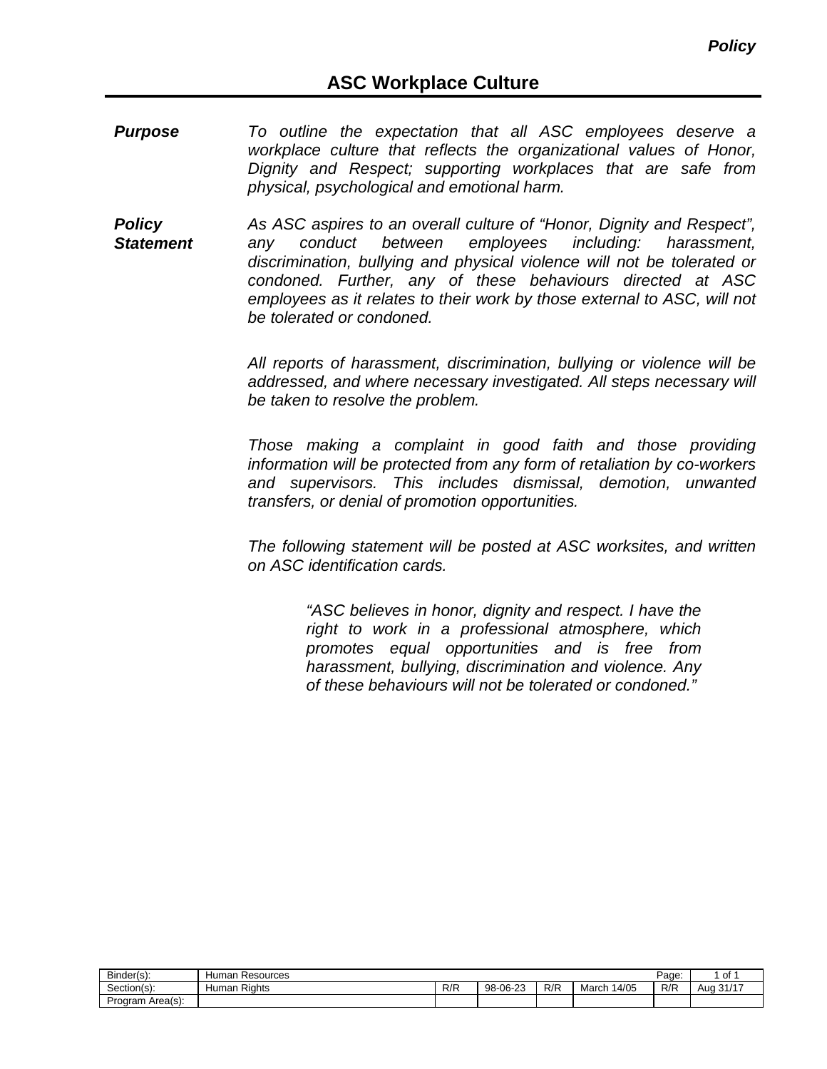*Policy*

# ASC Workplace Culture

**_Purpose_**

*To outline the expectation that all ASC employees deserve a workplace culture that reflects the organizational values of Honor, Dignity and Respect; supporting workplaces that are safe from physical, psychological and emotional harm.*

**_Policy Statement_**

*As ASC aspires to an overall culture of "Honor, Dignity and Respect", any conduct between employees including: harassment, discrimination, bullying and physical violence will not be tolerated or condoned. Further, any of these behaviours directed at ASC employees as it relates to their work by those external to ASC, will not be tolerated or condoned.*

*All reports of harassment, discrimination, bullying or violence will be addressed, and where necessary investigated. All steps necessary will be taken to resolve the problem.*

*Those making a complaint in good faith and those providing information will be protected from any form of retaliation by co-workers and supervisors. This includes dismissal, demotion, unwanted transfers, or denial of promotion opportunities.*

*The following statement will be posted at ASC worksites, and written on ASC identification cards.*

> *"ASC believes in honor, dignity and respect. I have the right to work in a professional atmosphere, which promotes equal opportunities and is free from harassment, bullying, discrimination and violence. Any of these behaviours will not be tolerated or condoned."*

| Binder(s): | Human Resources | | | | | Page: | 1 of 1 |
|---|---|---|---|---|---|---|---|
| Section(s): | Human Rights | R/R | 98-06-23 | R/R | March 14/05 | R/R | Aug 31/17 |
| Program Area(s): | | | | | | | |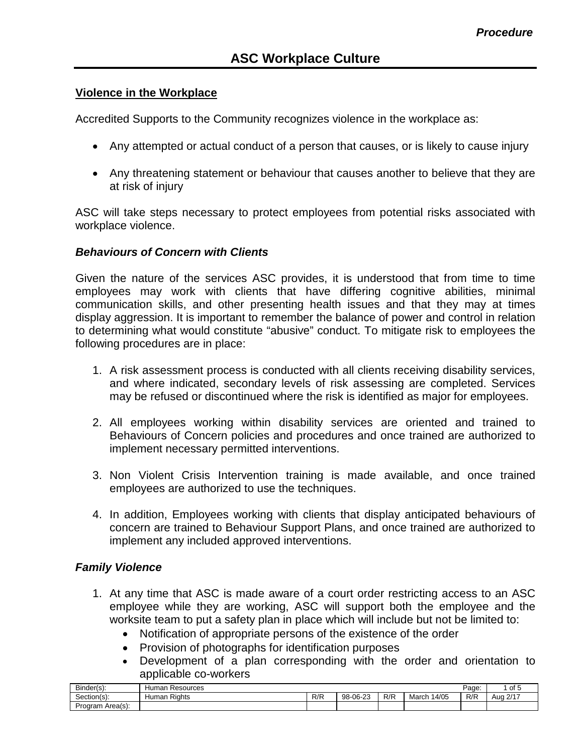*Procedure*

# ASC Workplace Culture

## Violence in the Workplace

Accredited Supports to the Community recognizes violence in the workplace as:

- Any attempted or actual conduct of a person that causes, or is likely to cause injury
- Any threatening statement or behaviour that causes another to believe that they are at risk of injury

ASC will take steps necessary to protect employees from potential risks associated with workplace violence.

### *Behaviours of Concern with Clients*

Given the nature of the services ASC provides, it is understood that from time to time employees may work with clients that have differing cognitive abilities, minimal communication skills, and other presenting health issues and that they may at times display aggression. It is important to remember the balance of power and control in relation to determining what would constitute "abusive" conduct. To mitigate risk to employees the following procedures are in place:

1. A risk assessment process is conducted with all clients receiving disability services, and where indicated, secondary levels of risk assessing are completed. Services may be refused or discontinued where the risk is identified as major for employees.

2. All employees working within disability services are oriented and trained to Behaviours of Concern policies and procedures and once trained are authorized to implement necessary permitted interventions.

3. Non Violent Crisis Intervention training is made available, and once trained employees are authorized to use the techniques.

4. In addition, Employees working with clients that display anticipated behaviours of concern are trained to Behaviour Support Plans, and once trained are authorized to implement any included approved interventions.

### *Family Violence*

1. At any time that ASC is made aware of a court order restricting access to an ASC employee while they are working, ASC will support both the employee and the worksite team to put a safety plan in place which will include but not be limited to:
   - Notification of appropriate persons of the existence of the order
   - Provision of photographs for identification purposes
   - Development of a plan corresponding with the order and orientation to applicable co-workers

| Binder(s): | Human Resources | | | | | Page: | 1 of 5 |
|---|---|---|---|---|---|---|---|
| Section(s): | Human Rights | R/R | 98-06-23 | R/R | March 14/05 | R/R | Aug 2/17 |
| Program Area(s): | | | | | | | |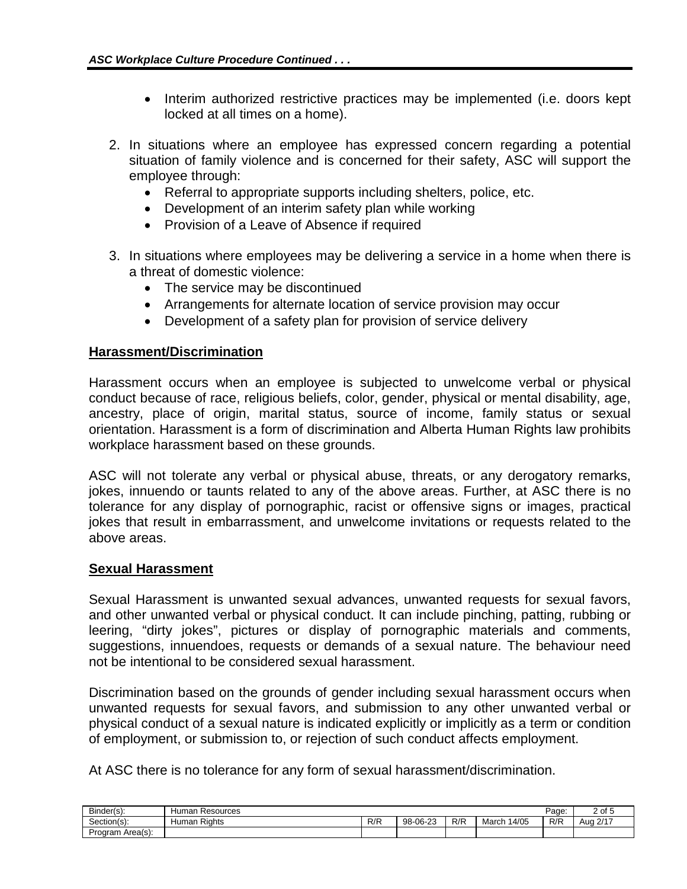- Interim authorized restrictive practices may be implemented (i.e. doors kept locked at all times on a home).

2. In situations where an employee has expressed concern regarding a potential situation of family violence and is concerned for their safety, ASC will support the employee through:
   - Referral to appropriate supports including shelters, police, etc.
   - Development of an interim safety plan while working
   - Provision of a Leave of Absence if required

3. In situations where employees may be delivering a service in a home when there is a threat of domestic violence:
   - The service may be discontinued
   - Arrangements for alternate location of service provision may occur
   - Development of a safety plan for provision of service delivery

## Harassment/Discrimination

Harassment occurs when an employee is subjected to unwelcome verbal or physical conduct because of race, religious beliefs, color, gender, physical or mental disability, age, ancestry, place of origin, marital status, source of income, family status or sexual orientation. Harassment is a form of discrimination and Alberta Human Rights law prohibits workplace harassment based on these grounds.

ASC will not tolerate any verbal or physical abuse, threats, or any derogatory remarks, jokes, innuendo or taunts related to any of the above areas. Further, at ASC there is no tolerance for any display of pornographic, racist or offensive signs or images, practical jokes that result in embarrassment, and unwelcome invitations or requests related to the above areas.

## Sexual Harassment

Sexual Harassment is unwanted sexual advances, unwanted requests for sexual favors, and other unwanted verbal or physical conduct. It can include pinching, patting, rubbing or leering, "dirty jokes", pictures or display of pornographic materials and comments, suggestions, innuendoes, requests or demands of a sexual nature. The behaviour need not be intentional to be considered sexual harassment.

Discrimination based on the grounds of gender including sexual harassment occurs when unwanted requests for sexual favors, and submission to any other unwanted verbal or physical conduct of a sexual nature is indicated explicitly or implicitly as a term or condition of employment, or submission to, or rejection of such conduct affects employment.

At ASC there is no tolerance for any form of sexual harassment/discrimination.

| Binder(s): | Human Resources | | | | | Page: | 2 of 5 |
|---|---|---|---|---|---|---|---|
| Section(s): | Human Rights | R/R | 98-06-23 | R/R | March 14/05 | R/R | Aug 2/17 |
| Program Area(s): | | | | | | | |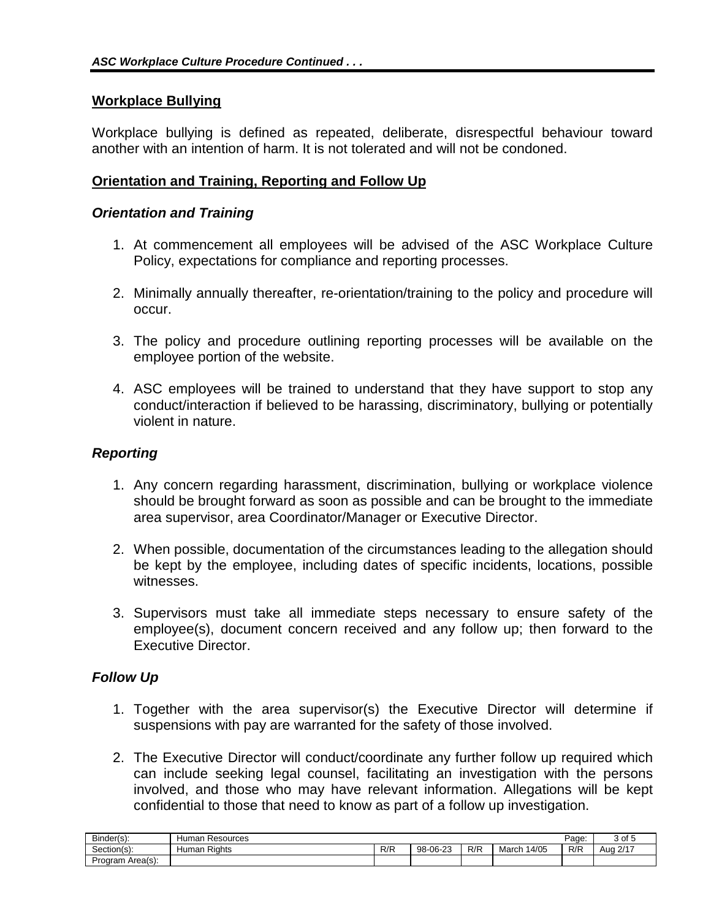## Workplace Bullying

Workplace bullying is defined as repeated, deliberate, disrespectful behaviour toward another with an intention of harm. It is not tolerated and will not be condoned.

## Orientation and Training, Reporting and Follow Up

### *Orientation and Training*

1. At commencement all employees will be advised of the ASC Workplace Culture Policy, expectations for compliance and reporting processes.

2. Minimally annually thereafter, re-orientation/training to the policy and procedure will occur.

3. The policy and procedure outlining reporting processes will be available on the employee portion of the website.

4. ASC employees will be trained to understand that they have support to stop any conduct/interaction if believed to be harassing, discriminatory, bullying or potentially violent in nature.

### *Reporting*

1. Any concern regarding harassment, discrimination, bullying or workplace violence should be brought forward as soon as possible and can be brought to the immediate area supervisor, area Coordinator/Manager or Executive Director.

2. When possible, documentation of the circumstances leading to the allegation should be kept by the employee, including dates of specific incidents, locations, possible witnesses.

3. Supervisors must take all immediate steps necessary to ensure safety of the employee(s), document concern received and any follow up; then forward to the Executive Director.

### *Follow Up*

1. Together with the area supervisor(s) the Executive Director will determine if suspensions with pay are warranted for the safety of those involved.

2. The Executive Director will conduct/coordinate any further follow up required which can include seeking legal counsel, facilitating an investigation with the persons involved, and those who may have relevant information. Allegations will be kept confidential to those that need to know as part of a follow up investigation.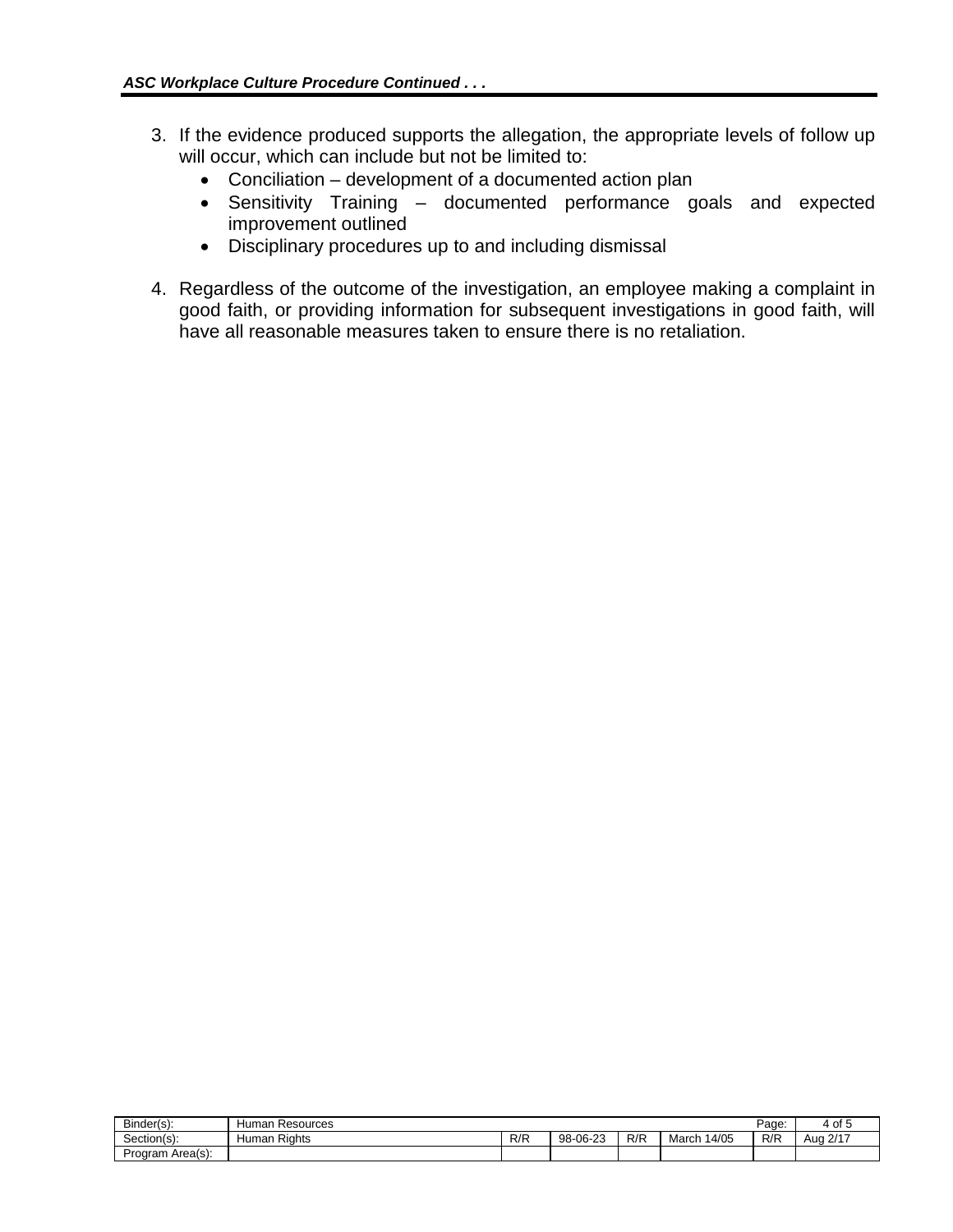3. If the evidence produced supports the allegation, the appropriate levels of follow up will occur, which can include but not be limited to:
   - Conciliation – development of a documented action plan
   - Sensitivity Training – documented performance goals and expected improvement outlined
   - Disciplinary procedures up to and including dismissal

4. Regardless of the outcome of the investigation, an employee making a complaint in good faith, or providing information for subsequent investigations in good faith, will have all reasonable measures taken to ensure there is no retaliation.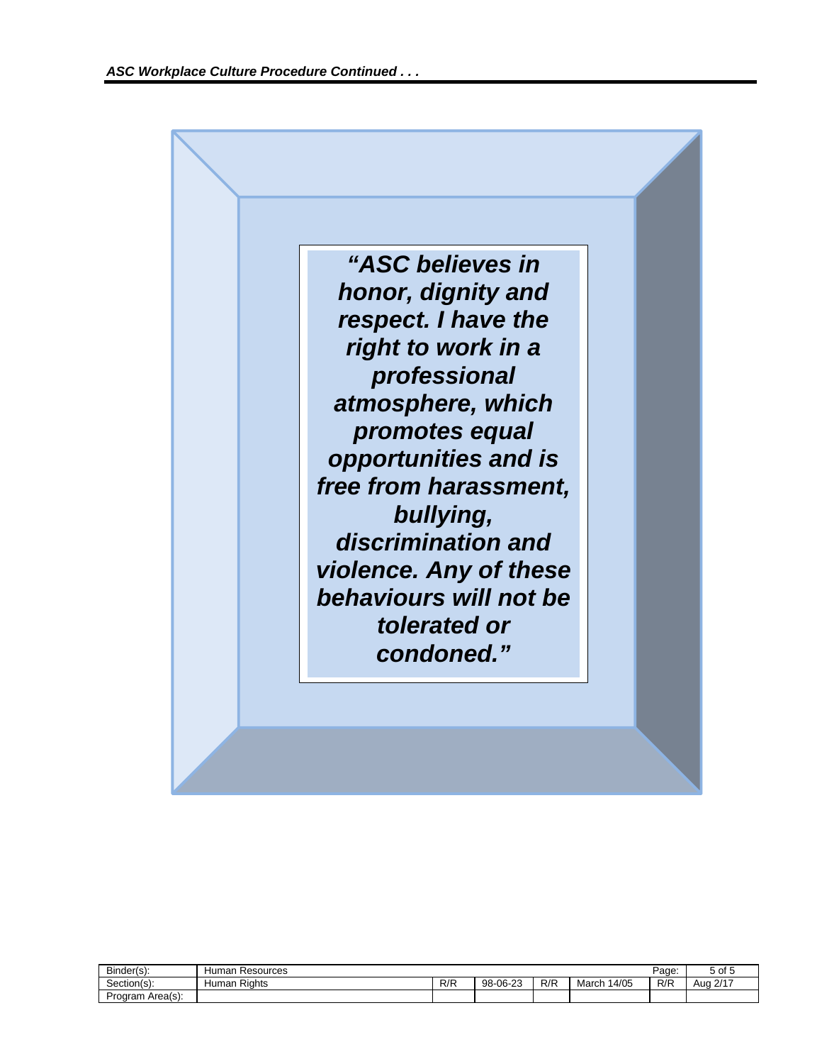***"ASC believes in honor, dignity and respect. I have the right to work in a professional atmosphere, which promotes equal opportunities and is free from harassment, bullying, discrimination and violence. Any of these behaviours will not be tolerated or condoned."***